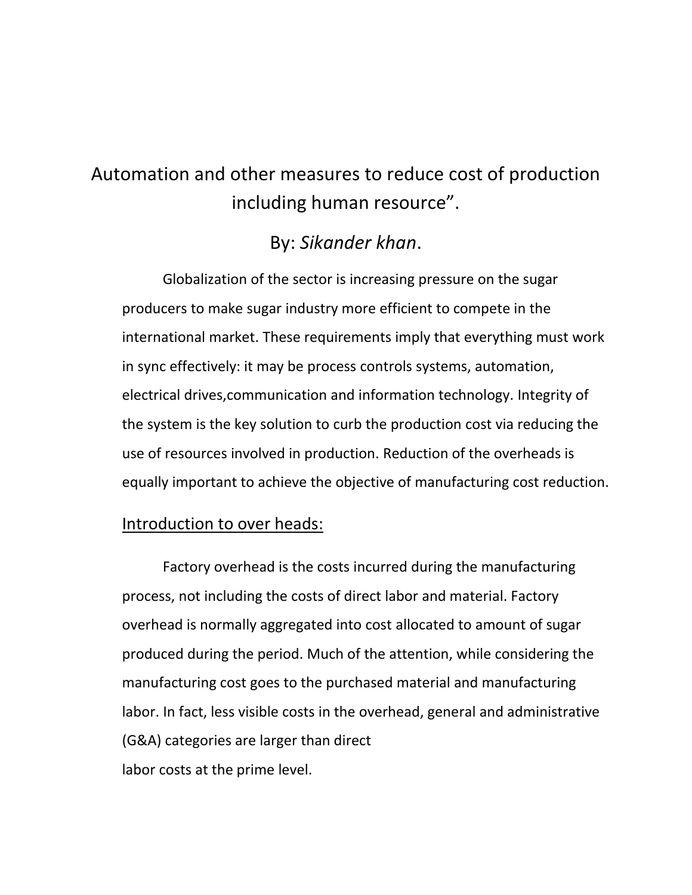# Automation and other measures to reduce cost of production including human resource".

By: *Sikander khan*.

Globalization of the sector is increasing pressure on the sugar producers to make sugar industry more efficient to compete in the international market. These requirements imply that everything must work in sync effectively: it may be process controls systems, automation, electrical drives,communication and information technology. Integrity of the system is the key solution to curb the production cost via reducing the use of resources involved in production. Reduction of the overheads is equally important to achieve the objective of manufacturing cost reduction.

## Introduction to over heads:

Factory overhead is the costs incurred during the manufacturing process, not including the costs of direct labor and material. Factory overhead is normally aggregated into cost allocated to amount of sugar produced during the period. Much of the attention, while considering the manufacturing cost goes to the purchased material and manufacturing labor. In fact, less visible costs in the overhead, general and administrative (G&A) categories are larger than direct labor costs at the prime level.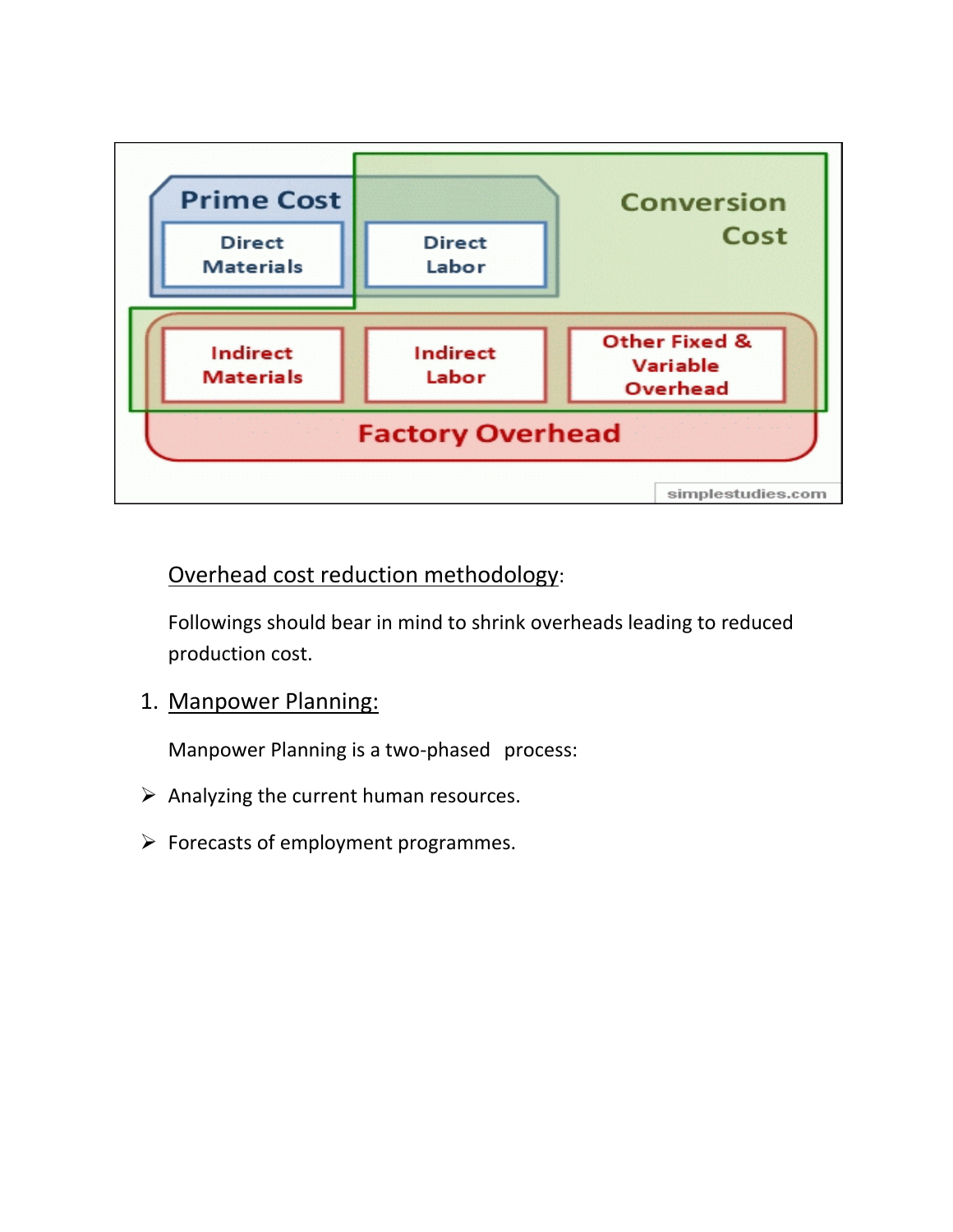Overhead cost reduction methodology:

Followings should bear in mind to shrink overheads leading to reduced production cost.

1. Manpower Planning:

Manpower Planning is a two-phased process:

- Analyzing the current human resources.
- Forecasts of employment programmes.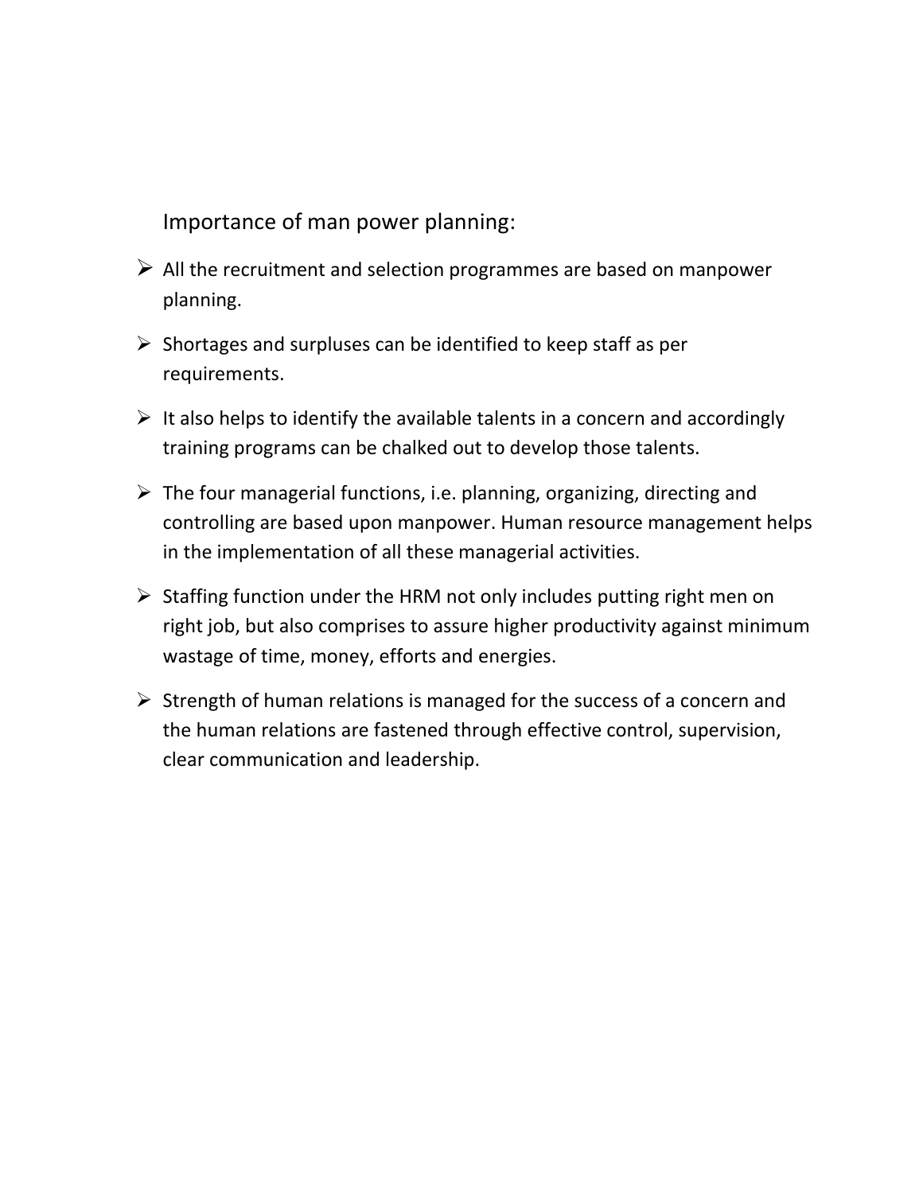## Importance of man power planning:

- All the recruitment and selection programmes are based on manpower planning.
- Shortages and surpluses can be identified to keep staff as per requirements.
- It also helps to identify the available talents in a concern and accordingly training programs can be chalked out to develop those talents.
- The four managerial functions, i.e. planning, organizing, directing and controlling are based upon manpower. Human resource management helps in the implementation of all these managerial activities.
- Staffing function under the HRM not only includes putting right men on right job, but also comprises to assure higher productivity against minimum wastage of time, money, efforts and energies.
- Strength of human relations is managed for the success of a concern and the human relations are fastened through effective control, supervision, clear communication and leadership.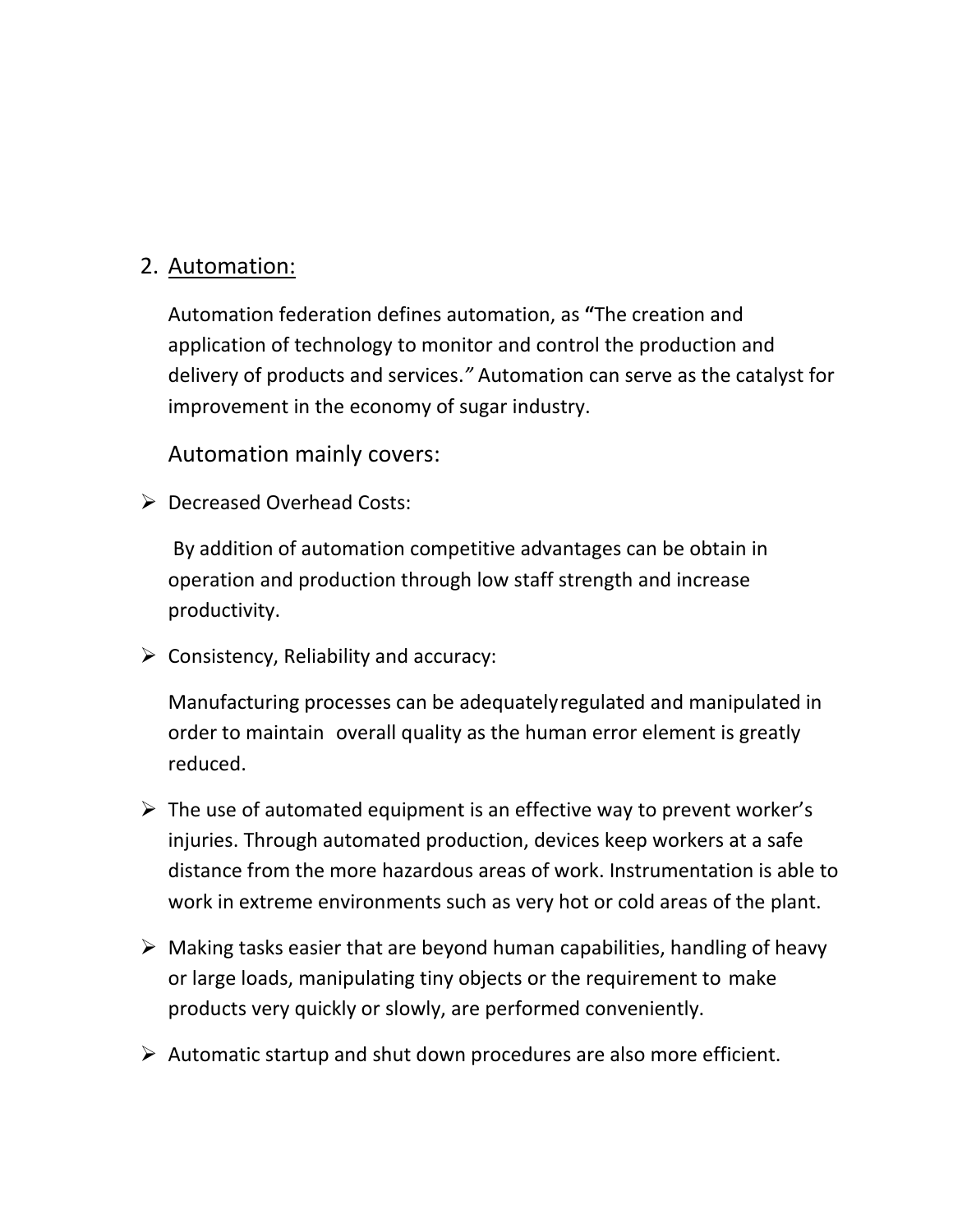## 2. Automation:

Automation federation defines automation, as **"**The creation and application of technology to monitor and control the production and delivery of products and services.*"* Automation can serve as the catalyst for improvement in the economy of sugar industry.

Automation mainly covers:

- Decreased Overhead Costs:

  By addition of automation competitive advantages can be obtain in operation and production through low staff strength and increase productivity.

- Consistency, Reliability and accuracy:

  Manufacturing processes can be adequately regulated and manipulated in order to maintain overall quality as the human error element is greatly reduced.

- The use of automated equipment is an effective way to prevent worker's injuries. Through automated production, devices keep workers at a safe distance from the more hazardous areas of work. Instrumentation is able to work in extreme environments such as very hot or cold areas of the plant.

- Making tasks easier that are beyond human capabilities, handling of heavy or large loads, manipulating tiny objects or the requirement to make products very quickly or slowly, are performed conveniently.

- Automatic startup and shut down procedures are also more efficient.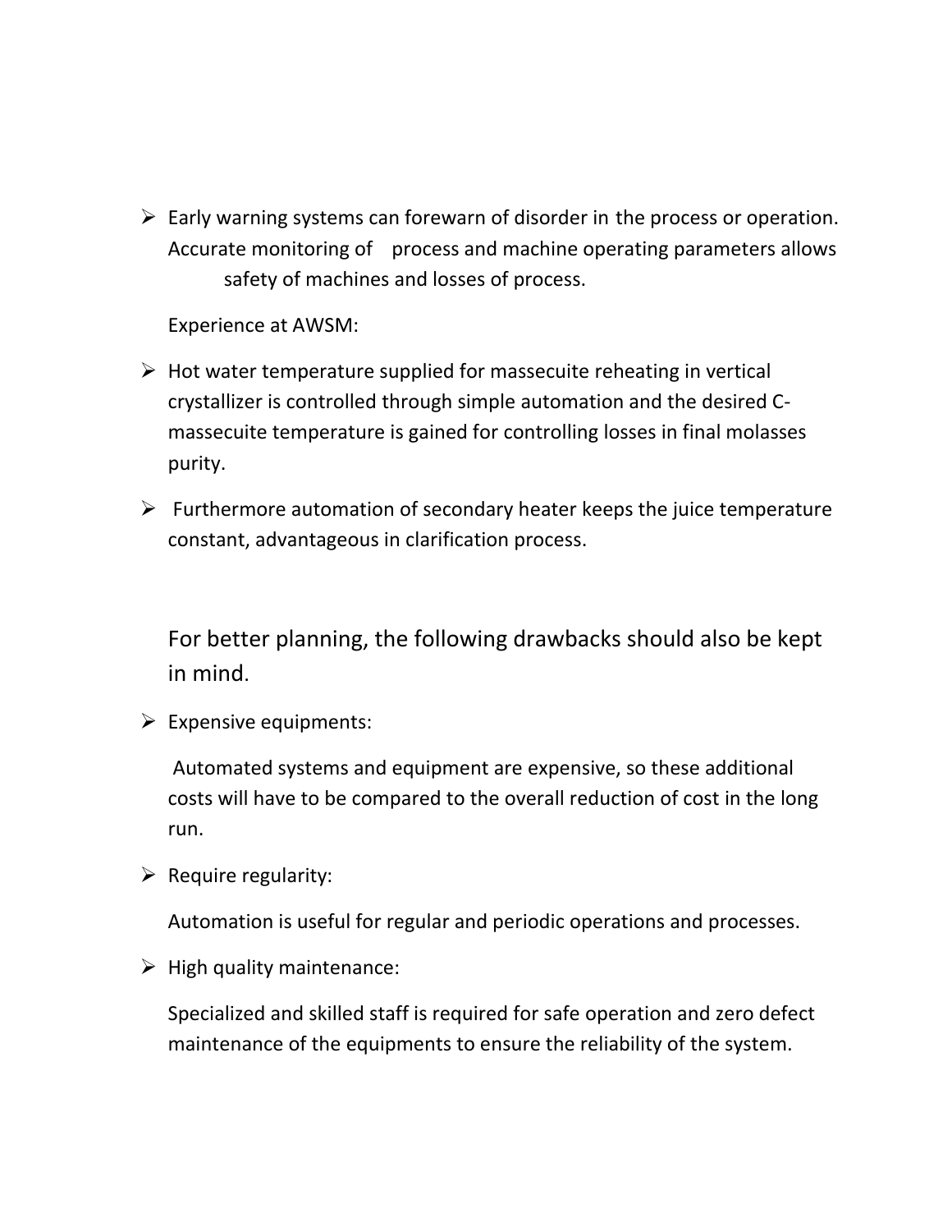- Early warning systems can forewarn of disorder in the process or operation. Accurate monitoring of process and machine operating parameters allows safety of machines and losses of process.

Experience at AWSM:

- Hot water temperature supplied for massecuite reheating in vertical crystallizer is controlled through simple automation and the desired C-massecuite temperature is gained for controlling losses in final molasses purity.
- Furthermore automation of secondary heater keeps the juice temperature constant, advantageous in clarification process.

For better planning, the following drawbacks should also be kept in mind.

- Expensive equipments:

  Automated systems and equipment are expensive, so these additional costs will have to be compared to the overall reduction of cost in the long run.

- Require regularity:

  Automation is useful for regular and periodic operations and processes.

- High quality maintenance:

  Specialized and skilled staff is required for safe operation and zero defect maintenance of the equipments to ensure the reliability of the system.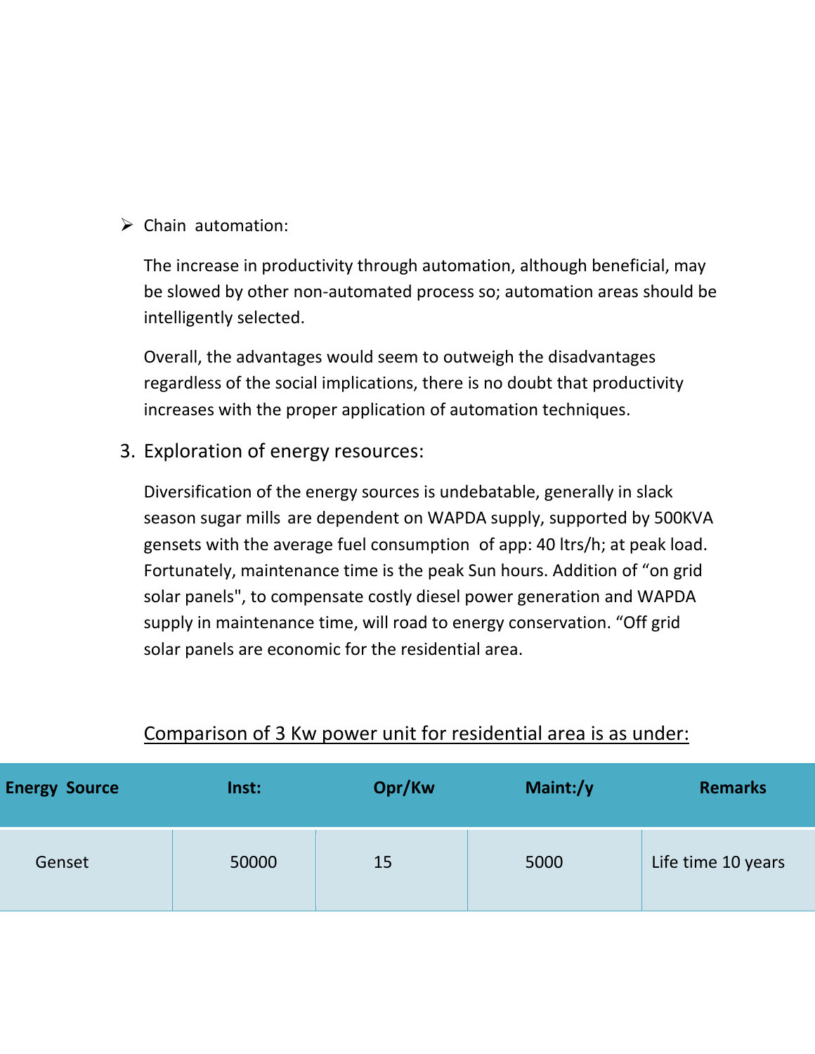- Chain automation:

  The increase in productivity through automation, although beneficial, may be slowed by other non-automated process so; automation areas should be intelligently selected.

  Overall, the advantages would seem to outweigh the disadvantages regardless of the social implications, there is no doubt that productivity increases with the proper application of automation techniques.

3. Exploration of energy resources:

   Diversification of the energy sources is undebatable, generally in slack season sugar mills are dependent on WAPDA supply, supported by 500KVA gensets with the average fuel consumption of app: 40 ltrs/h; at peak load. Fortunately, maintenance time is the peak Sun hours. Addition of "on grid solar panels", to compensate costly diesel power generation and WAPDA supply in maintenance time, will road to energy conservation. "Off grid solar panels are economic for the residential area.

<u>Comparison of 3 Kw power unit for residential area is as under:</u>

| Energy Source | Inst: | Opr/Kw | Maint:/y | Remarks |
|---|---|---|---|---|
| Genset | 50000 | 15 | 5000 | Life time 10 years |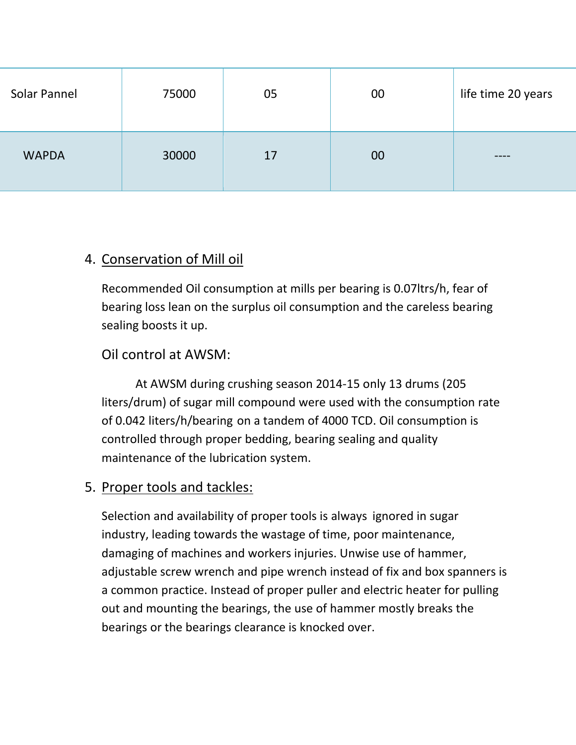| Solar Pannel | 75000 | 05 | 00 | life time 20 years |
| --- | --- | --- | --- | --- |
| WAPDA | 30000 | 17 | 00 | ---- |

4. <u>Conservation of Mill oil</u>

   Recommended Oil consumption at mills per bearing is 0.07ltrs/h, fear of bearing loss lean on the surplus oil consumption and the careless bearing sealing boosts it up.

   Oil control at AWSM:

   At AWSM during crushing season 2014-15 only 13 drums (205 liters/drum) of sugar mill compound were used with the consumption rate of 0.042 liters/h/bearing on a tandem of 4000 TCD. Oil consumption is controlled through proper bedding, bearing sealing and quality maintenance of the lubrication system.

5. <u>Proper tools and tackles:</u>

   Selection and availability of proper tools is always ignored in sugar industry, leading towards the wastage of time, poor maintenance, damaging of machines and workers injuries. Unwise use of hammer, adjustable screw wrench and pipe wrench instead of fix and box spanners is a common practice. Instead of proper puller and electric heater for pulling out and mounting the bearings, the use of hammer mostly breaks the bearings or the bearings clearance is knocked over.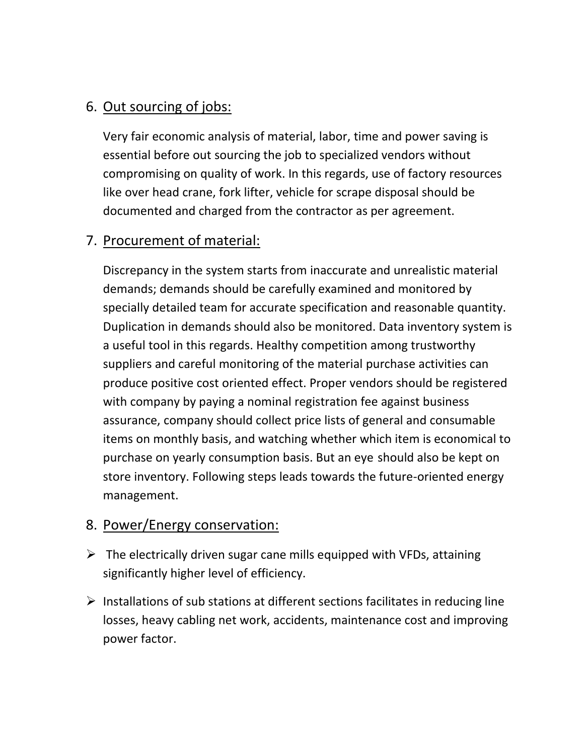6. <u>Out sourcing of jobs:</u>

   Very fair economic analysis of material, labor, time and power saving is essential before out sourcing the job to specialized vendors without compromising on quality of work. In this regards, use of factory resources like over head crane, fork lifter, vehicle for scrape disposal should be documented and charged from the contractor as per agreement.

7. <u>Procurement of material:</u>

   Discrepancy in the system starts from inaccurate and unrealistic material demands; demands should be carefully examined and monitored by specially detailed team for accurate specification and reasonable quantity. Duplication in demands should also be monitored. Data inventory system is a useful tool in this regards. Healthy competition among trustworthy suppliers and careful monitoring of the material purchase activities can produce positive cost oriented effect. Proper vendors should be registered with company by paying a nominal registration fee against business assurance, company should collect price lists of general and consumable items on monthly basis, and watching whether which item is economical to purchase on yearly consumption basis. But an eye should also be kept on store inventory. Following steps leads towards the future-oriented energy management.

8. <u>Power/Energy conservation:</u>

- The electrically driven sugar cane mills equipped with VFDs, attaining significantly higher level of efficiency.
- Installations of sub stations at different sections facilitates in reducing line losses, heavy cabling net work, accidents, maintenance cost and improving power factor.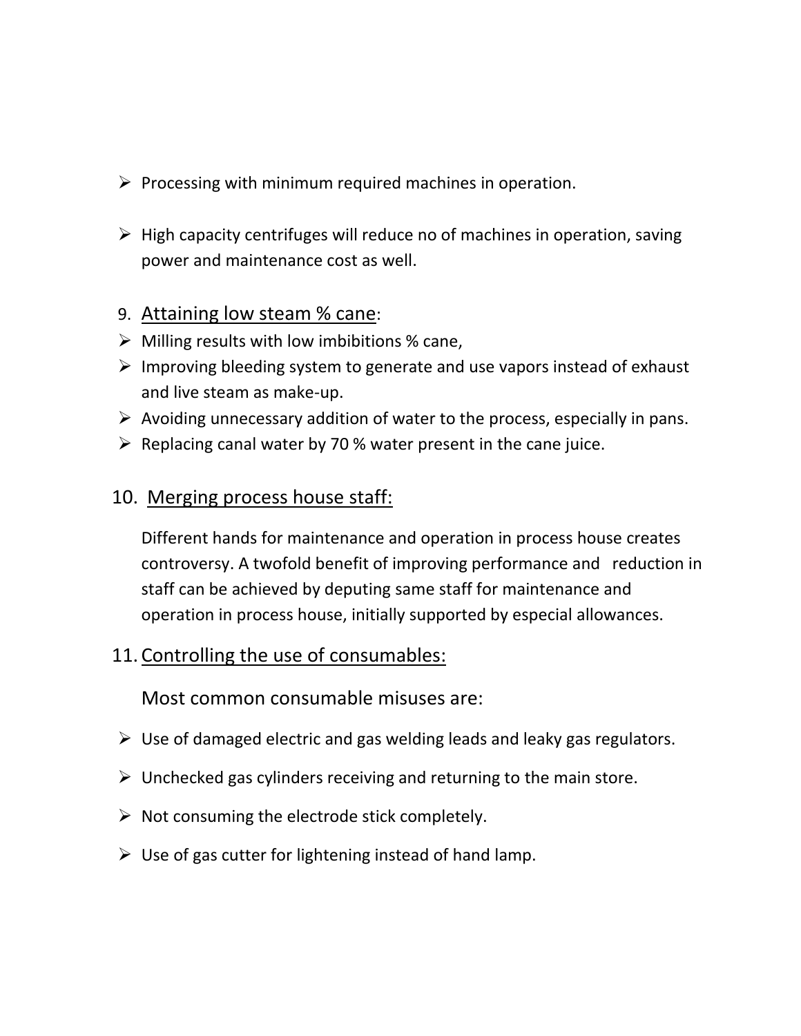- Processing with minimum required machines in operation.

- High capacity centrifuges will reduce no of machines in operation, saving power and maintenance cost as well.

9. Attaining low steam % cane:

- Milling results with low imbibitions % cane,
- Improving bleeding system to generate and use vapors instead of exhaust and live steam as make-up.
- Avoiding unnecessary addition of water to the process, especially in pans.
- Replacing canal water by 70 % water present in the cane juice.

10. Merging process house staff:

Different hands for maintenance and operation in process house creates controversy. A twofold benefit of improving performance and reduction in staff can be achieved by deputing same staff for maintenance and operation in process house, initially supported by especial allowances.

11. Controlling the use of consumables:

Most common consumable misuses are:

- Use of damaged electric and gas welding leads and leaky gas regulators.

- Unchecked gas cylinders receiving and returning to the main store.

- Not consuming the electrode stick completely.

- Use of gas cutter for lightening instead of hand lamp.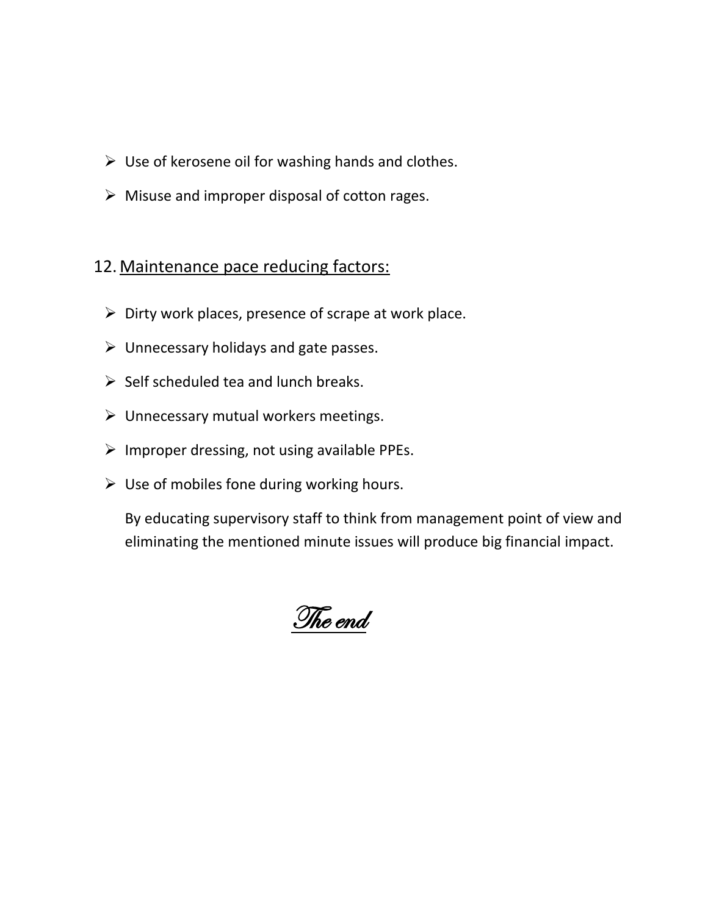- Use of kerosene oil for washing hands and clothes.
- Misuse and improper disposal of cotton rages.

## 12. Maintenance pace reducing factors:

- Dirty work places, presence of scrape at work place.
- Unnecessary holidays and gate passes.
- Self scheduled tea and lunch breaks.
- Unnecessary mutual workers meetings.
- Improper dressing, not using available PPEs.
- Use of mobiles fone during working hours.

  By educating supervisory staff to think from management point of view and eliminating the mentioned minute issues will produce big financial impact.

*The end*